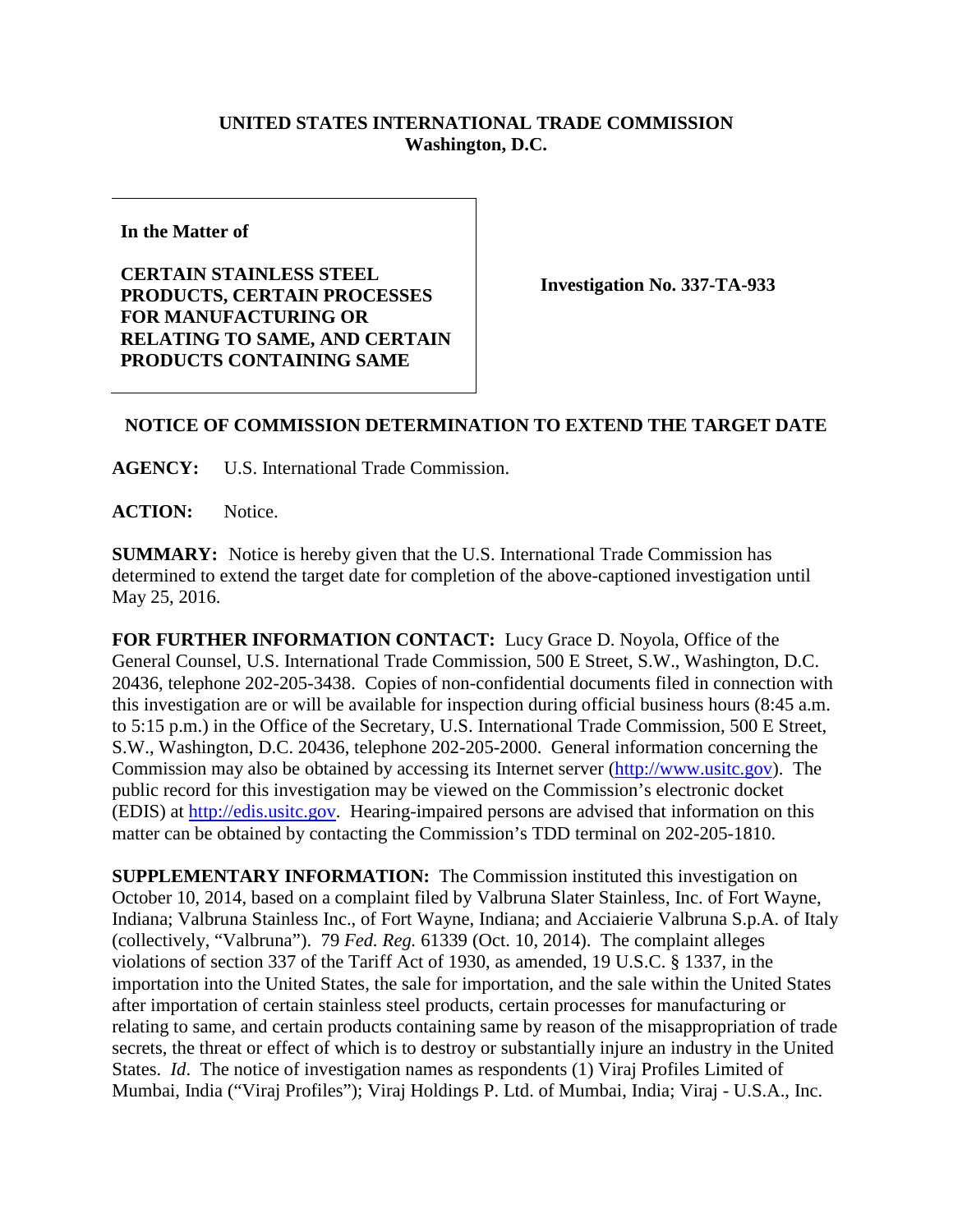**UNITED STATES INTERNATIONAL TRADE COMMISSION**
**Washington, D.C.**

| | |
|---|---|
| **In the Matter of**<br><br>**CERTAIN STAINLESS STEEL PRODUCTS, CERTAIN PROCESSES FOR MANUFACTURING OR RELATING TO SAME, AND CERTAIN PRODUCTS CONTAINING SAME** | **Investigation No. 337-TA-933** |

## NOTICE OF COMMISSION DETERMINATION TO EXTEND THE TARGET DATE

**AGENCY:** U.S. International Trade Commission.

**ACTION:** Notice.

**SUMMARY:** Notice is hereby given that the U.S. International Trade Commission has determined to extend the target date for completion of the above-captioned investigation until May 25, 2016.

**FOR FURTHER INFORMATION CONTACT:** Lucy Grace D. Noyola, Office of the General Counsel, U.S. International Trade Commission, 500 E Street, S.W., Washington, D.C. 20436, telephone 202-205-3438. Copies of non-confidential documents filed in connection with this investigation are or will be available for inspection during official business hours (8:45 a.m. to 5:15 p.m.) in the Office of the Secretary, U.S. International Trade Commission, 500 E Street, S.W., Washington, D.C. 20436, telephone 202-205-2000. General information concerning the Commission may also be obtained by accessing its Internet server (http://www.usitc.gov). The public record for this investigation may be viewed on the Commission's electronic docket (EDIS) at http://edis.usitc.gov. Hearing-impaired persons are advised that information on this matter can be obtained by contacting the Commission's TDD terminal on 202-205-1810.

**SUPPLEMENTARY INFORMATION:** The Commission instituted this investigation on October 10, 2014, based on a complaint filed by Valbruna Slater Stainless, Inc. of Fort Wayne, Indiana; Valbruna Stainless Inc., of Fort Wayne, Indiana; and Acciaierie Valbruna S.p.A. of Italy (collectively, "Valbruna"). 79 *Fed. Reg.* 61339 (Oct. 10, 2014). The complaint alleges violations of section 337 of the Tariff Act of 1930, as amended, 19 U.S.C. § 1337, in the importation into the United States, the sale for importation, and the sale within the United States after importation of certain stainless steel products, certain processes for manufacturing or relating to same, and certain products containing same by reason of the misappropriation of trade secrets, the threat or effect of which is to destroy or substantially injure an industry in the United States. *Id*. The notice of investigation names as respondents (1) Viraj Profiles Limited of Mumbai, India ("Viraj Profiles"); Viraj Holdings P. Ltd. of Mumbai, India; Viraj - U.S.A., Inc.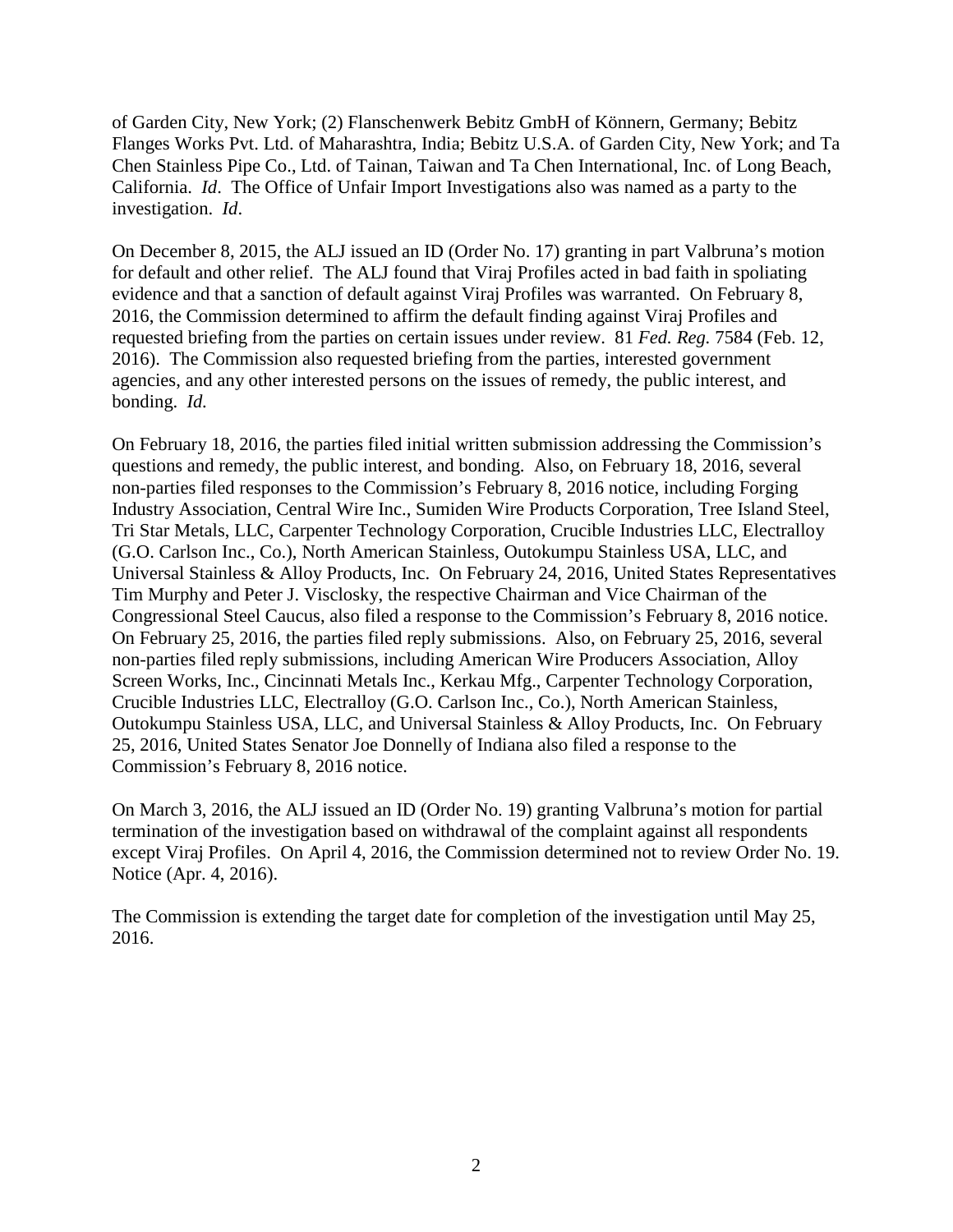of Garden City, New York; (2) Flanschenwerk Bebitz GmbH of Könnern, Germany; Bebitz Flanges Works Pvt. Ltd. of Maharashtra, India; Bebitz U.S.A. of Garden City, New York; and Ta Chen Stainless Pipe Co., Ltd. of Tainan, Taiwan and Ta Chen International, Inc. of Long Beach, California. *Id*. The Office of Unfair Import Investigations also was named as a party to the investigation. *Id*.

On December 8, 2015, the ALJ issued an ID (Order No. 17) granting in part Valbruna's motion for default and other relief. The ALJ found that Viraj Profiles acted in bad faith in spoliating evidence and that a sanction of default against Viraj Profiles was warranted. On February 8, 2016, the Commission determined to affirm the default finding against Viraj Profiles and requested briefing from the parties on certain issues under review. 81 *Fed. Reg.* 7584 (Feb. 12, 2016). The Commission also requested briefing from the parties, interested government agencies, and any other interested persons on the issues of remedy, the public interest, and bonding. *Id.*

On February 18, 2016, the parties filed initial written submission addressing the Commission's questions and remedy, the public interest, and bonding. Also, on February 18, 2016, several non-parties filed responses to the Commission's February 8, 2016 notice, including Forging Industry Association, Central Wire Inc., Sumiden Wire Products Corporation, Tree Island Steel, Tri Star Metals, LLC, Carpenter Technology Corporation, Crucible Industries LLC, Electralloy (G.O. Carlson Inc., Co.), North American Stainless, Outokumpu Stainless USA, LLC, and Universal Stainless & Alloy Products, Inc. On February 24, 2016, United States Representatives Tim Murphy and Peter J. Visclosky, the respective Chairman and Vice Chairman of the Congressional Steel Caucus, also filed a response to the Commission's February 8, 2016 notice. On February 25, 2016, the parties filed reply submissions. Also, on February 25, 2016, several non-parties filed reply submissions, including American Wire Producers Association, Alloy Screen Works, Inc., Cincinnati Metals Inc., Kerkau Mfg., Carpenter Technology Corporation, Crucible Industries LLC, Electralloy (G.O. Carlson Inc., Co.), North American Stainless, Outokumpu Stainless USA, LLC, and Universal Stainless & Alloy Products, Inc. On February 25, 2016, United States Senator Joe Donnelly of Indiana also filed a response to the Commission's February 8, 2016 notice.

On March 3, 2016, the ALJ issued an ID (Order No. 19) granting Valbruna's motion for partial termination of the investigation based on withdrawal of the complaint against all respondents except Viraj Profiles. On April 4, 2016, the Commission determined not to review Order No. 19. Notice (Apr. 4, 2016).

The Commission is extending the target date for completion of the investigation until May 25, 2016.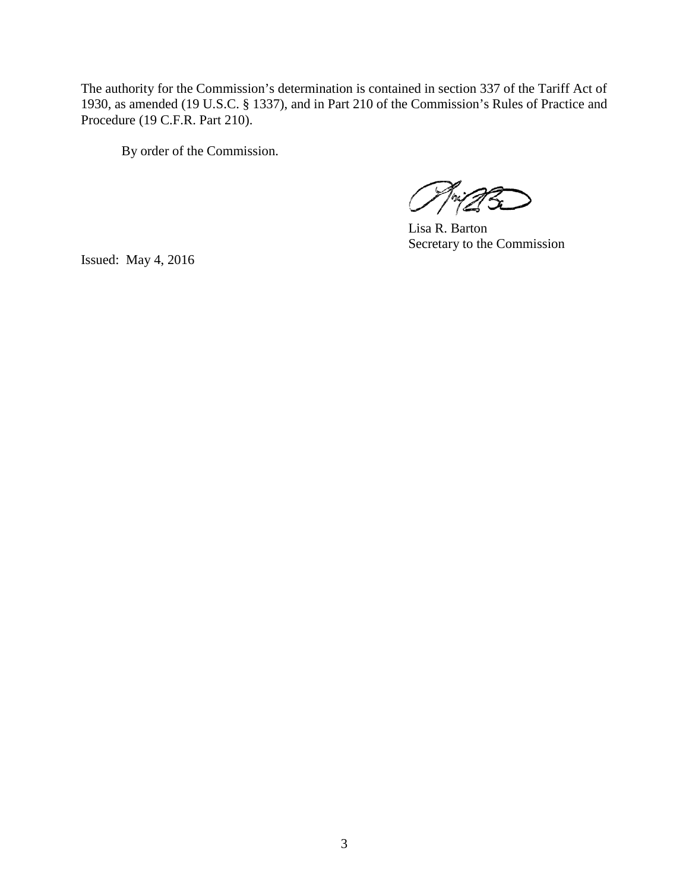The authority for the Commission's determination is contained in section 337 of the Tariff Act of 1930, as amended (19 U.S.C. § 1337), and in Part 210 of the Commission's Rules of Practice and Procedure (19 C.F.R. Part 210).

By order of the Commission.

Lisa R. Barton
Secretary to the Commission

Issued: May 4, 2016